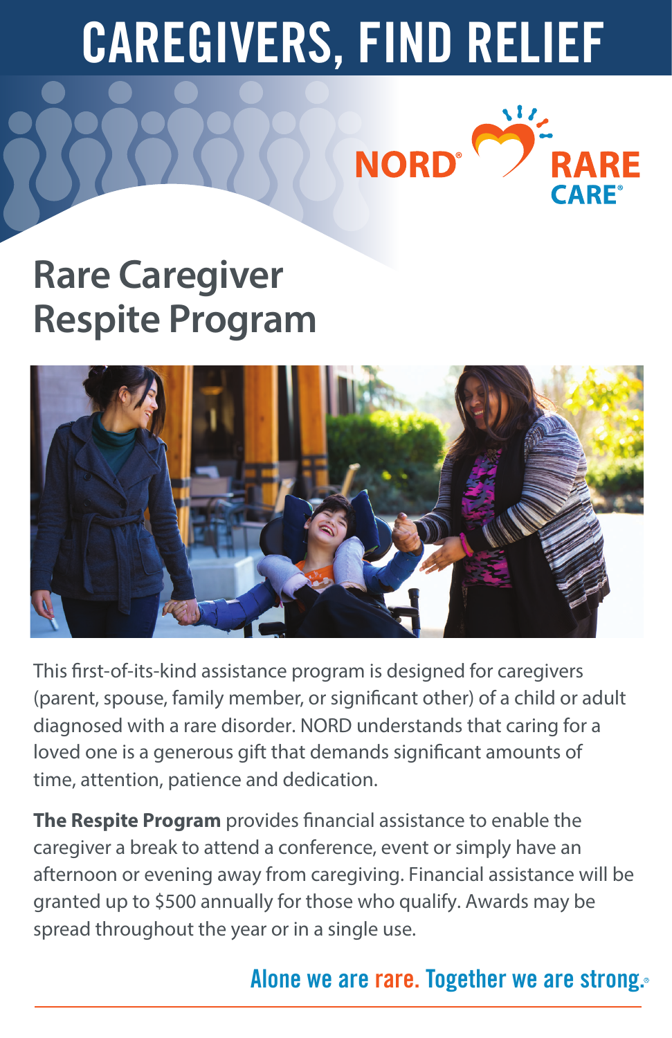# CAREGIVERS, FIND RELIEF

NORD® RARE CARE®

## Rare Caregiver Respite Program

This first-of-its-kind assistance program is designed for caregivers (parent, spouse, family member, or significant other) of a child or adult diagnosed with a rare disorder. NORD understands that caring for a loved one is a generous gift that demands significant amounts of time, attention, patience and dedication.

**The Respite Program** provides financial assistance to enable the caregiver a break to attend a conference, event or simply have an afternoon or evening away from caregiving. Financial assistance will be granted up to $500 annually for those who qualify. Awards may be spread throughout the year or in a single use.

Alone we are rare. Together we are strong.®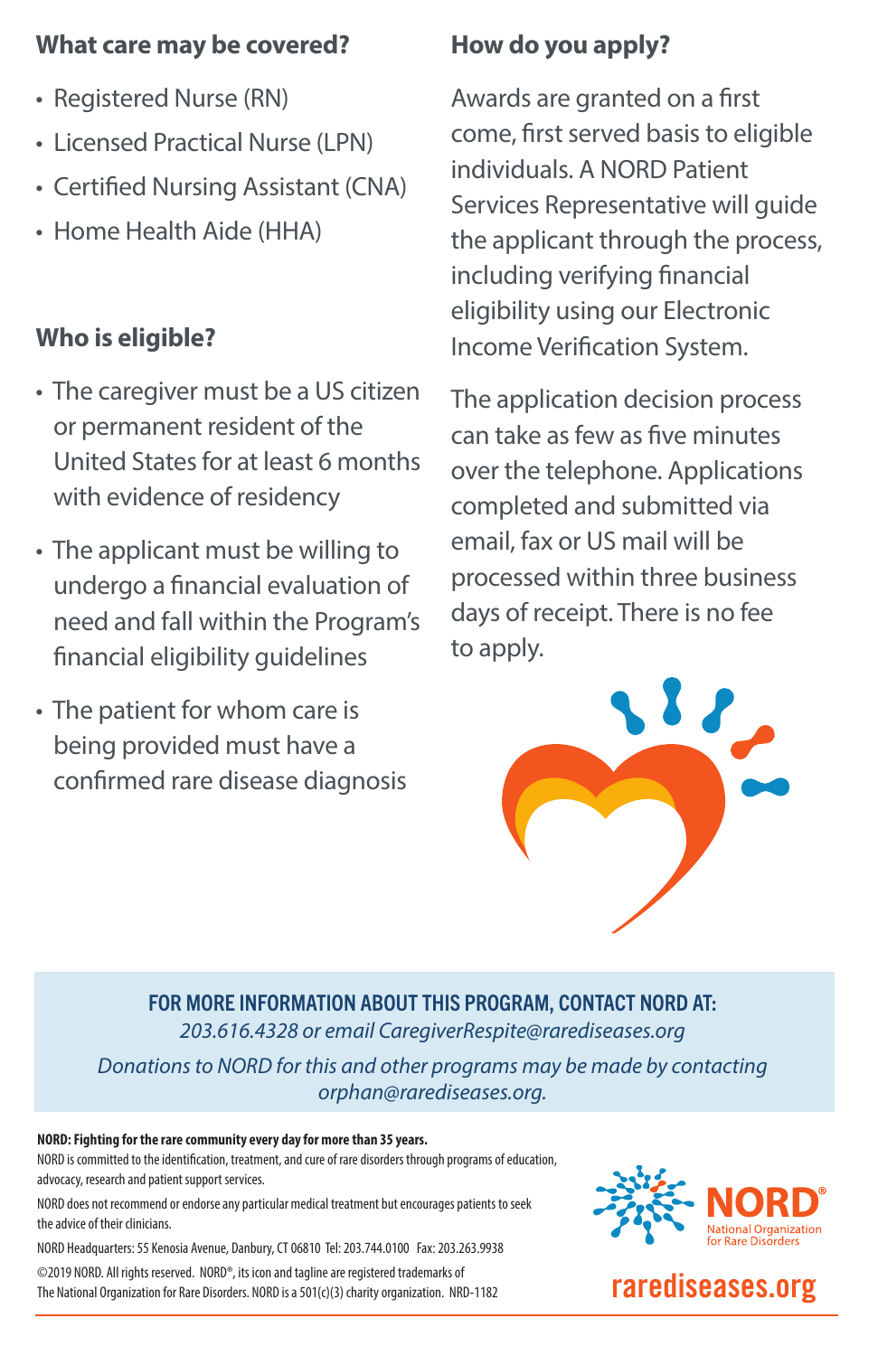## What care may be covered?

- Registered Nurse (RN)
- Licensed Practical Nurse (LPN)
- Certified Nursing Assistant (CNA)
- Home Health Aide (HHA)

## Who is eligible?

- The caregiver must be a US citizen or permanent resident of the United States for at least 6 months with evidence of residency
- The applicant must be willing to undergo a financial evaluation of need and fall within the Program's financial eligibility guidelines
- The patient for whom care is being provided must have a confirmed rare disease diagnosis

## How do you apply?

Awards are granted on a first come, first served basis to eligible individuals. A NORD Patient Services Representative will guide the applicant through the process, including verifying financial eligibility using our Electronic Income Verification System.

The application decision process can take as few as five minutes over the telephone. Applications completed and submitted via email, fax or US mail will be processed within three business days of receipt. There is no fee to apply.

**FOR MORE INFORMATION ABOUT THIS PROGRAM, CONTACT NORD AT:**
*203.616.4328 or email CaregiverRespite@rarediseases.org*

*Donations to NORD for this and other programs may be made by contacting orphan@rarediseases.org.*

**NORD: Fighting for the rare community every day for more than 35 years.**
NORD is committed to the identification, treatment, and cure of rare disorders through programs of education, advocacy, research and patient support services.

NORD does not recommend or endorse any particular medical treatment but encourages patients to seek the advice of their clinicians.

NORD Headquarters: 55 Kenosia Avenue, Danbury, CT 06810 Tel: 203.744.0100 Fax: 203.263.9938

©2019 NORD. All rights reserved. NORD®, its icon and tagline are registered trademarks of The National Organization for Rare Disorders. NORD is a 501(c)(3) charity organization. NRD-1182

NORD® National Organization for Rare Disorders

rarediseases.org